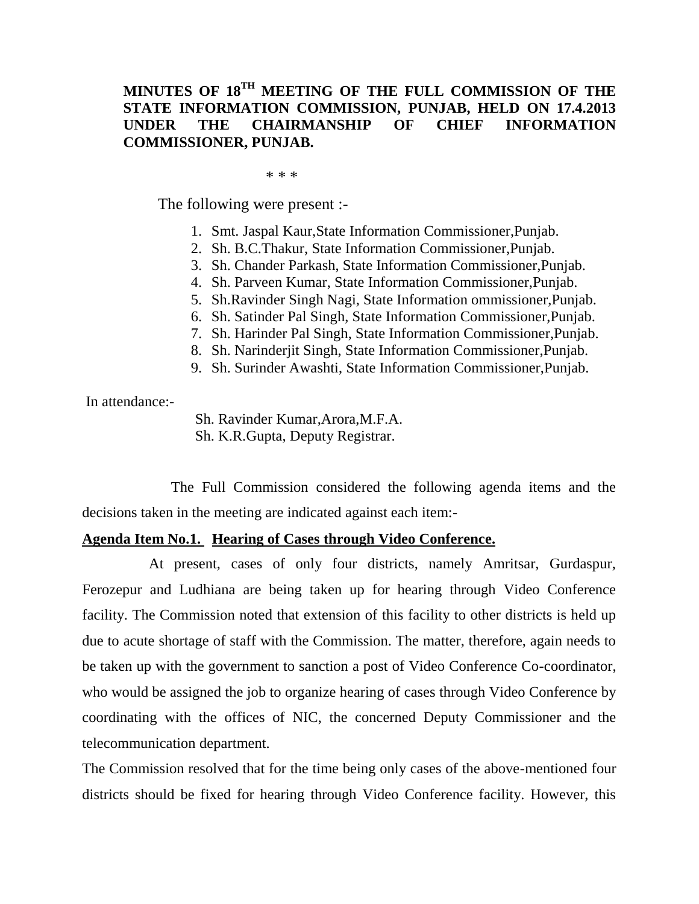**MINUTES OF 18TH MEETING OF THE FULL COMMISSION OF THE STATE INFORMATION COMMISSION, PUNJAB, HELD ON 17.4.2013 UNDER THE CHAIRMANSHIP OF CHIEF INFORMATION COMMISSIONER, PUNJAB.**

\* \* \*

The following were present :-

1. Smt. Jaspal Kaur,State Information Commissioner,Punjab.
2. Sh. B.C.Thakur, State Information Commissioner,Punjab.
3. Sh. Chander Parkash, State Information Commissioner,Punjab.
4. Sh. Parveen Kumar, State Information Commissioner,Punjab.
5. Sh.Ravinder Singh Nagi, State Information ommissioner,Punjab.
6. Sh. Satinder Pal Singh, State Information Commissioner,Punjab.
7. Sh. Harinder Pal Singh, State Information Commissioner,Punjab.
8. Sh. Narinderjit Singh, State Information Commissioner,Punjab.
9. Sh. Surinder Awashti, State Information Commissioner,Punjab.

In attendance:-

Sh. Ravinder Kumar,Arora,M.F.A.
Sh. K.R.Gupta, Deputy Registrar.

The Full Commission considered the following agenda items and the decisions taken in the meeting are indicated against each item:-

**Agenda Item No.1. Hearing of Cases through Video Conference.**

At present, cases of only four districts, namely Amritsar, Gurdaspur, Ferozepur and Ludhiana are being taken up for hearing through Video Conference facility. The Commission noted that extension of this facility to other districts is held up due to acute shortage of staff with the Commission. The matter, therefore, again needs to be taken up with the government to sanction a post of Video Conference Co-coordinator, who would be assigned the job to organize hearing of cases through Video Conference by coordinating with the offices of NIC, the concerned Deputy Commissioner and the telecommunication department.

The Commission resolved that for the time being only cases of the above-mentioned four districts should be fixed for hearing through Video Conference facility. However, this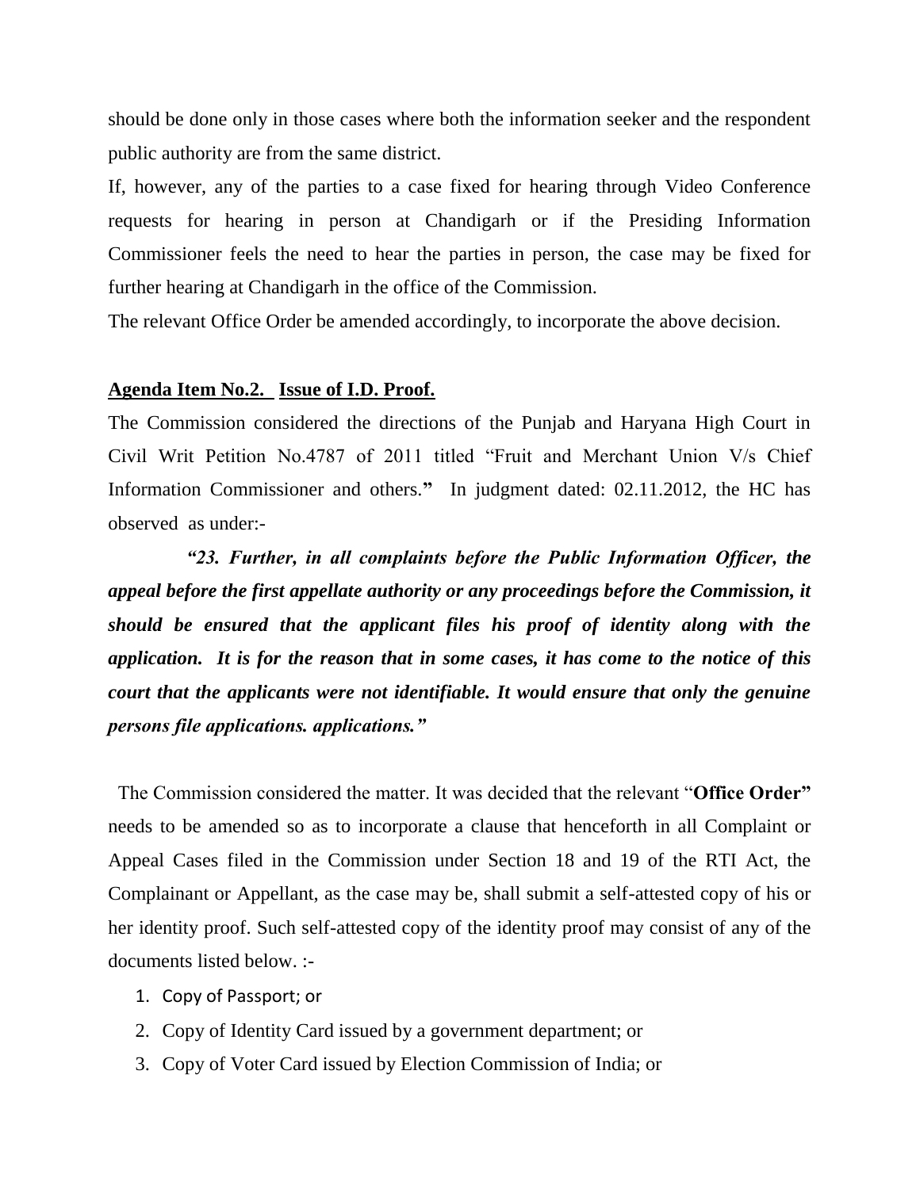should be done only in those cases where both the information seeker and the respondent public authority are from the same district.

If, however, any of the parties to a case fixed for hearing through Video Conference requests for hearing in person at Chandigarh or if the Presiding Information Commissioner feels the need to hear the parties in person, the case may be fixed for further hearing at Chandigarh in the office of the Commission.

The relevant Office Order be amended accordingly, to incorporate the above decision.

**Agenda Item No.2. Issue of I.D. Proof.**

The Commission considered the directions of the Punjab and Haryana High Court in Civil Writ Petition No.4787 of 2011 titled "Fruit and Merchant Union V/s Chief Information Commissioner and others." In judgment dated: 02.11.2012, the HC has observed as under:-

***"23. Further, in all complaints before the Public Information Officer, the appeal before the first appellate authority or any proceedings before the Commission, it should be ensured that the applicant files his proof of identity along with the application. It is for the reason that in some cases, it has come to the notice of this court that the applicants were not identifiable. It would ensure that only the genuine persons file applications. applications."***

The Commission considered the matter. It was decided that the relevant "**Office Order"** needs to be amended so as to incorporate a clause that henceforth in all Complaint or Appeal Cases filed in the Commission under Section 18 and 19 of the RTI Act, the Complainant or Appellant, as the case may be, shall submit a self-attested copy of his or her identity proof. Such self-attested copy of the identity proof may consist of any of the documents listed below. :-

1. Copy of Passport; or
2. Copy of Identity Card issued by a government department; or
3. Copy of Voter Card issued by Election Commission of India; or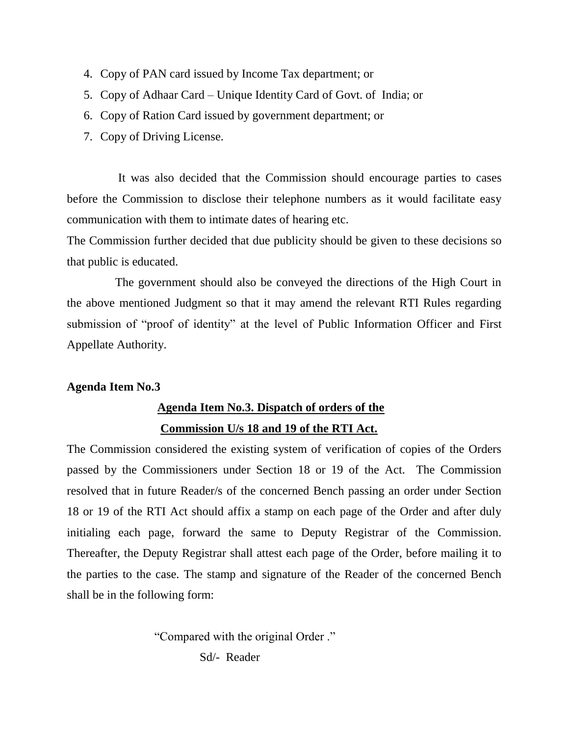4. Copy of PAN card issued by Income Tax department; or
5. Copy of Adhaar Card – Unique Identity Card of Govt. of India; or
6. Copy of Ration Card issued by government department; or
7. Copy of Driving License.

It was also decided that the Commission should encourage parties to cases before the Commission to disclose their telephone numbers as it would facilitate easy communication with them to intimate dates of hearing etc.

The Commission further decided that due publicity should be given to these decisions so that public is educated.

The government should also be conveyed the directions of the High Court in the above mentioned Judgment so that it may amend the relevant RTI Rules regarding submission of "proof of identity" at the level of Public Information Officer and First Appellate Authority.

**Agenda Item No.3**

**Agenda Item No.3. Dispatch of orders of the Commission U/s 18 and 19 of the RTI Act.**

The Commission considered the existing system of verification of copies of the Orders passed by the Commissioners under Section 18 or 19 of the Act. The Commission resolved that in future Reader/s of the concerned Bench passing an order under Section 18 or 19 of the RTI Act should affix a stamp on each page of the Order and after duly initialing each page, forward the same to Deputy Registrar of the Commission. Thereafter, the Deputy Registrar shall attest each page of the Order, before mailing it to the parties to the case. The stamp and signature of the Reader of the concerned Bench shall be in the following form:

"Compared with the original Order ."

Sd/- Reader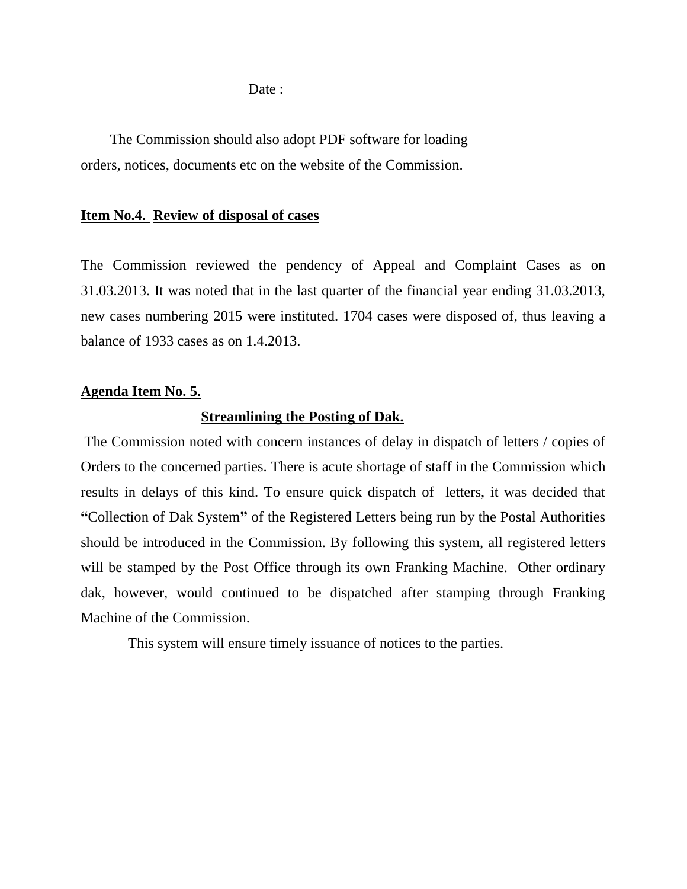Date :

The Commission should also adopt PDF software for loading orders, notices, documents etc on the website of the Commission.

**Item No.4. Review of disposal of cases**

The Commission reviewed the pendency of Appeal and Complaint Cases as on 31.03.2013. It was noted that in the last quarter of the financial year ending 31.03.2013, new cases numbering 2015 were instituted. 1704 cases were disposed of, thus leaving a balance of 1933 cases as on 1.4.2013.

**Agenda Item No. 5.**

**Streamlining the Posting of Dak.**

The Commission noted with concern instances of delay in dispatch of letters / copies of Orders to the concerned parties. There is acute shortage of staff in the Commission which results in delays of this kind. To ensure quick dispatch of letters, it was decided that **"**Collection of Dak System**"** of the Registered Letters being run by the Postal Authorities should be introduced in the Commission. By following this system, all registered letters will be stamped by the Post Office through its own Franking Machine. Other ordinary dak, however, would continued to be dispatched after stamping through Franking Machine of the Commission.

This system will ensure timely issuance of notices to the parties.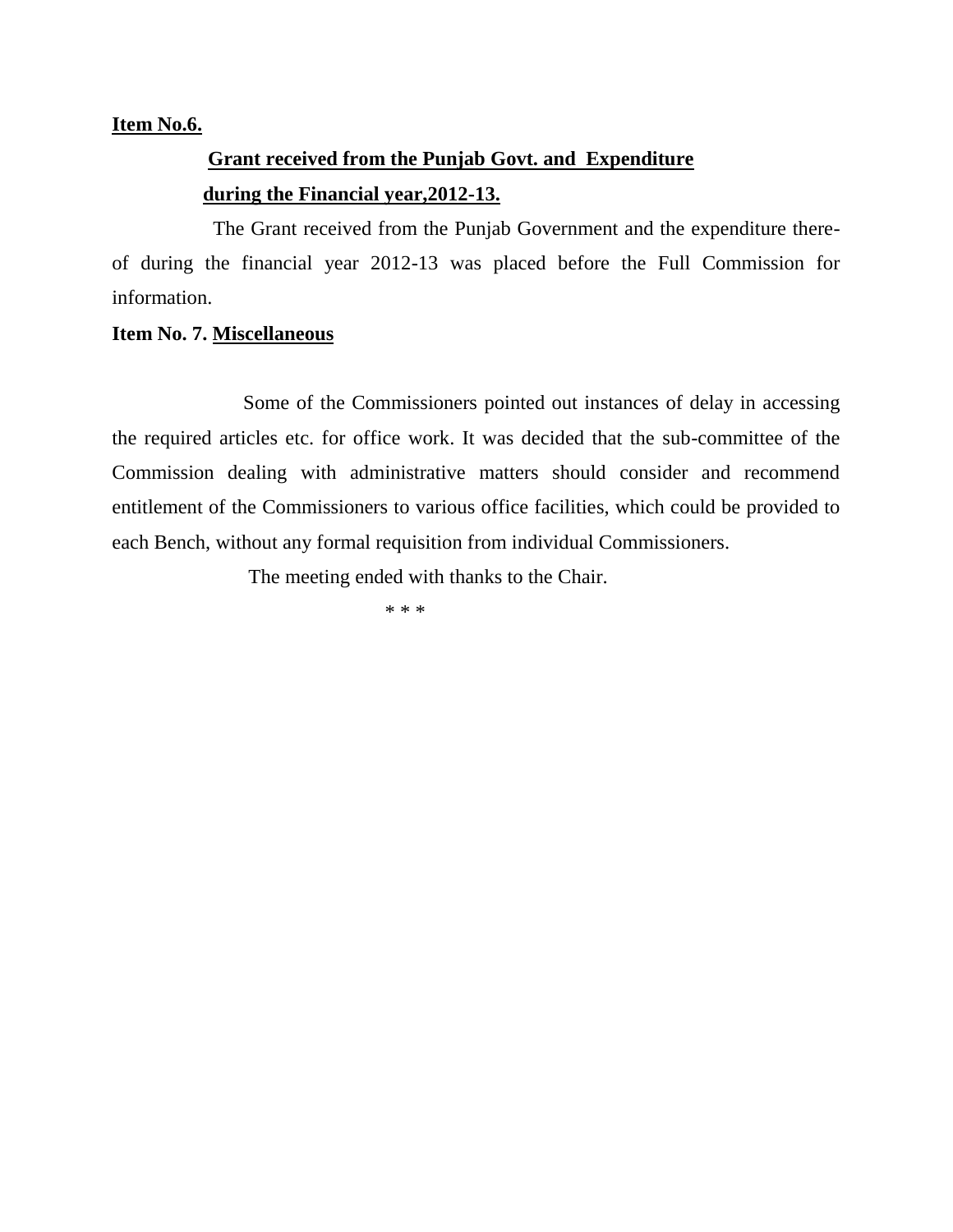**Item No.6.**

**Grant received from the Punjab Govt. and Expenditure during the Financial year,2012-13.**

The Grant received from the Punjab Government and the expenditure there-of during the financial year 2012-13 was placed before the Full Commission for information.

**Item No. 7. Miscellaneous**

Some of the Commissioners pointed out instances of delay in accessing the required articles etc. for office work. It was decided that the sub-committee of the Commission dealing with administrative matters should consider and recommend entitlement of the Commissioners to various office facilities, which could be provided to each Bench, without any formal requisition from individual Commissioners.

The meeting ended with thanks to the Chair.

* * *